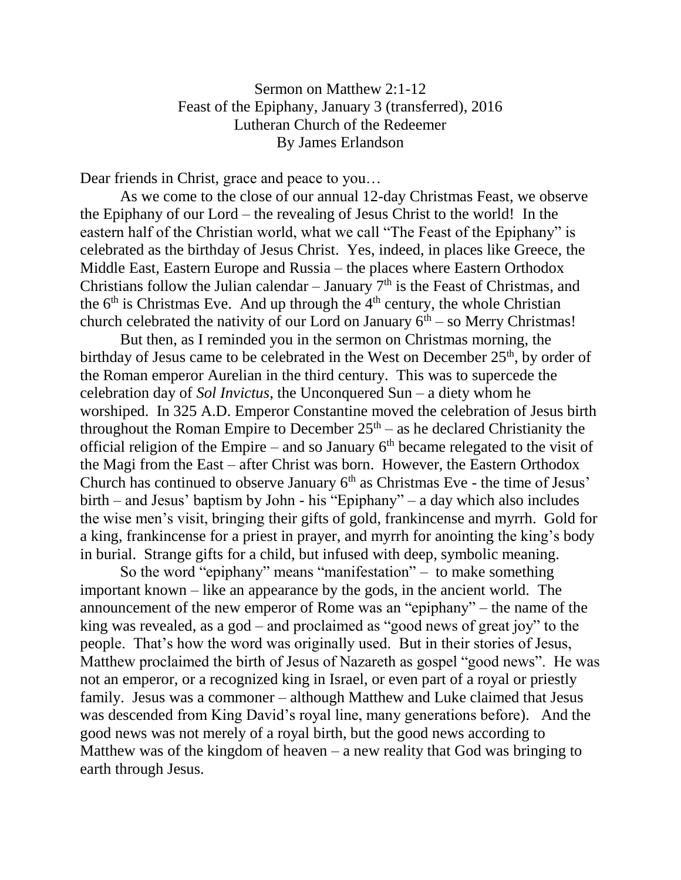Sermon on Matthew 2:1-12
Feast of the Epiphany, January 3 (transferred), 2016
Lutheran Church of the Redeemer
By James Erlandson

Dear friends in Christ, grace and peace to you…

As we come to the close of our annual 12-day Christmas Feast, we observe the Epiphany of our Lord – the revealing of Jesus Christ to the world! In the eastern half of the Christian world, what we call "The Feast of the Epiphany" is celebrated as the birthday of Jesus Christ. Yes, indeed, in places like Greece, the Middle East, Eastern Europe and Russia – the places where Eastern Orthodox Christians follow the Julian calendar – January 7th is the Feast of Christmas, and the 6th is Christmas Eve. And up through the 4th century, the whole Christian church celebrated the nativity of our Lord on January 6th – so Merry Christmas!

But then, as I reminded you in the sermon on Christmas morning, the birthday of Jesus came to be celebrated in the West on December 25th, by order of the Roman emperor Aurelian in the third century. This was to supercede the celebration day of *Sol Invictus*, the Unconquered Sun – a diety whom he worshiped. In 325 A.D. Emperor Constantine moved the celebration of Jesus birth throughout the Roman Empire to December 25th – as he declared Christianity the official religion of the Empire – and so January 6th became relegated to the visit of the Magi from the East – after Christ was born. However, the Eastern Orthodox Church has continued to observe January 6th as Christmas Eve - the time of Jesus' birth – and Jesus' baptism by John - his "Epiphany" – a day which also includes the wise men's visit, bringing their gifts of gold, frankincense and myrrh. Gold for a king, frankincense for a priest in prayer, and myrrh for anointing the king's body in burial. Strange gifts for a child, but infused with deep, symbolic meaning.

So the word "epiphany" means "manifestation" – to make something important known – like an appearance by the gods, in the ancient world. The announcement of the new emperor of Rome was an "epiphany" – the name of the king was revealed, as a god – and proclaimed as "good news of great joy" to the people. That's how the word was originally used. But in their stories of Jesus, Matthew proclaimed the birth of Jesus of Nazareth as gospel "good news". He was not an emperor, or a recognized king in Israel, or even part of a royal or priestly family. Jesus was a commoner – although Matthew and Luke claimed that Jesus was descended from King David's royal line, many generations before). And the good news was not merely of a royal birth, but the good news according to Matthew was of the kingdom of heaven – a new reality that God was bringing to earth through Jesus.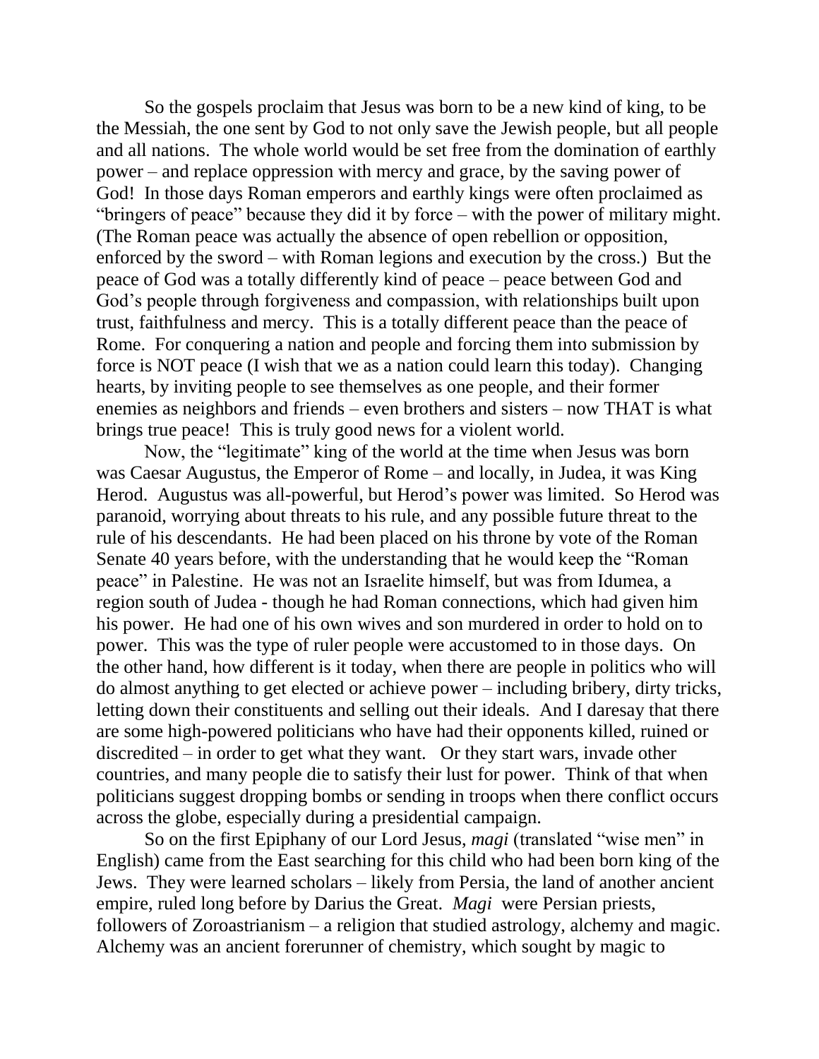So the gospels proclaim that Jesus was born to be a new kind of king, to be the Messiah, the one sent by God to not only save the Jewish people, but all people and all nations. The whole world would be set free from the domination of earthly power – and replace oppression with mercy and grace, by the saving power of God! In those days Roman emperors and earthly kings were often proclaimed as "bringers of peace" because they did it by force – with the power of military might. (The Roman peace was actually the absence of open rebellion or opposition, enforced by the sword – with Roman legions and execution by the cross.) But the peace of God was a totally differently kind of peace – peace between God and God's people through forgiveness and compassion, with relationships built upon trust, faithfulness and mercy. This is a totally different peace than the peace of Rome. For conquering a nation and people and forcing them into submission by force is NOT peace (I wish that we as a nation could learn this today). Changing hearts, by inviting people to see themselves as one people, and their former enemies as neighbors and friends – even brothers and sisters – now THAT is what brings true peace! This is truly good news for a violent world.

Now, the "legitimate" king of the world at the time when Jesus was born was Caesar Augustus, the Emperor of Rome – and locally, in Judea, it was King Herod. Augustus was all-powerful, but Herod's power was limited. So Herod was paranoid, worrying about threats to his rule, and any possible future threat to the rule of his descendants. He had been placed on his throne by vote of the Roman Senate 40 years before, with the understanding that he would keep the "Roman peace" in Palestine. He was not an Israelite himself, but was from Idumea, a region south of Judea - though he had Roman connections, which had given him his power. He had one of his own wives and son murdered in order to hold on to power. This was the type of ruler people were accustomed to in those days. On the other hand, how different is it today, when there are people in politics who will do almost anything to get elected or achieve power – including bribery, dirty tricks, letting down their constituents and selling out their ideals. And I daresay that there are some high-powered politicians who have had their opponents killed, ruined or discredited – in order to get what they want. Or they start wars, invade other countries, and many people die to satisfy their lust for power. Think of that when politicians suggest dropping bombs or sending in troops when there conflict occurs across the globe, especially during a presidential campaign.

So on the first Epiphany of our Lord Jesus, *magi* (translated "wise men" in English) came from the East searching for this child who had been born king of the Jews. They were learned scholars – likely from Persia, the land of another ancient empire, ruled long before by Darius the Great. *Magi* were Persian priests, followers of Zoroastrianism – a religion that studied astrology, alchemy and magic. Alchemy was an ancient forerunner of chemistry, which sought by magic to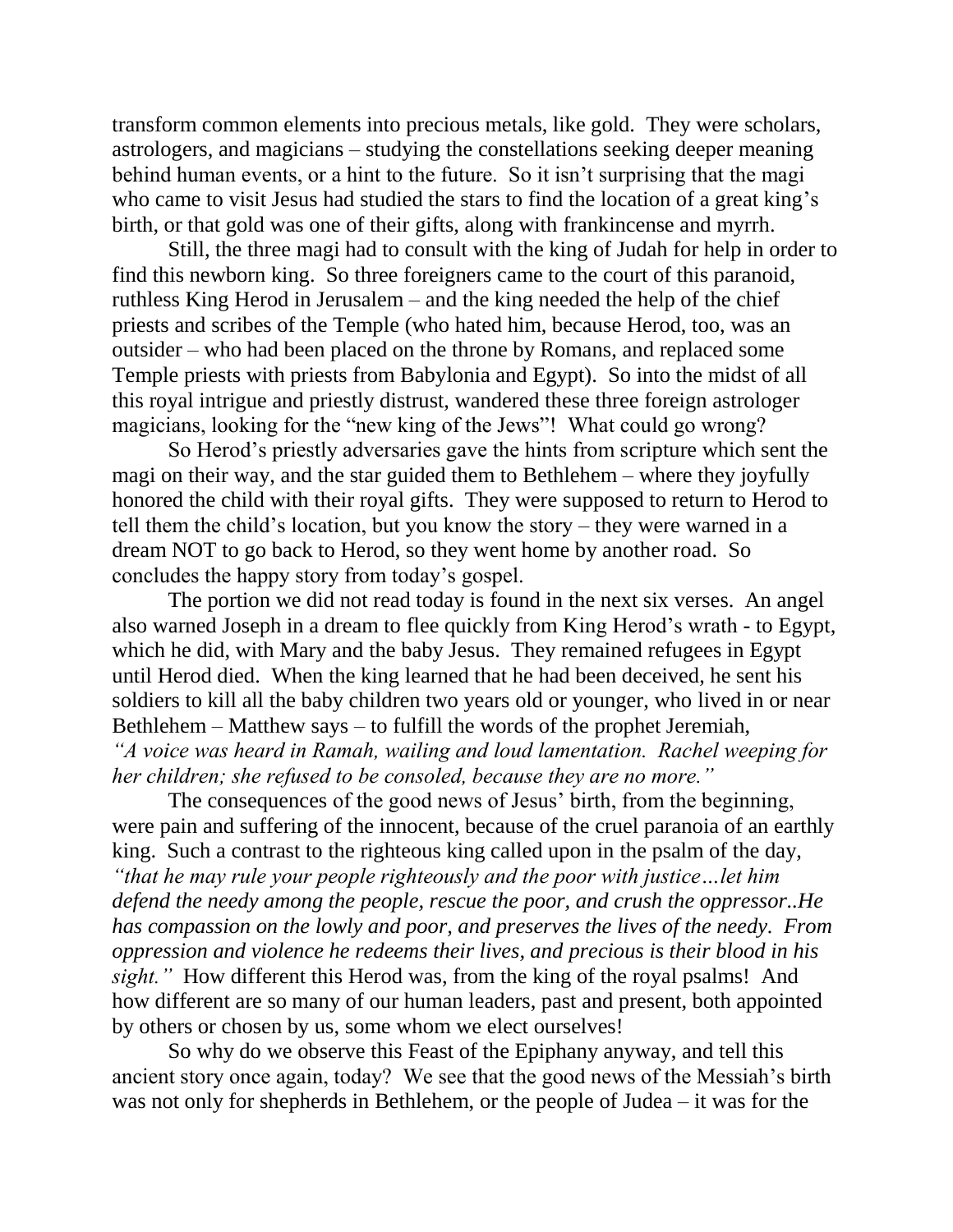transform common elements into precious metals, like gold. They were scholars, astrologers, and magicians – studying the constellations seeking deeper meaning behind human events, or a hint to the future. So it isn't surprising that the magi who came to visit Jesus had studied the stars to find the location of a great king's birth, or that gold was one of their gifts, along with frankincense and myrrh.

Still, the three magi had to consult with the king of Judah for help in order to find this newborn king. So three foreigners came to the court of this paranoid, ruthless King Herod in Jerusalem – and the king needed the help of the chief priests and scribes of the Temple (who hated him, because Herod, too, was an outsider – who had been placed on the throne by Romans, and replaced some Temple priests with priests from Babylonia and Egypt). So into the midst of all this royal intrigue and priestly distrust, wandered these three foreign astrologer magicians, looking for the "new king of the Jews"! What could go wrong?

So Herod's priestly adversaries gave the hints from scripture which sent the magi on their way, and the star guided them to Bethlehem – where they joyfully honored the child with their royal gifts. They were supposed to return to Herod to tell them the child's location, but you know the story – they were warned in a dream NOT to go back to Herod, so they went home by another road. So concludes the happy story from today's gospel.

The portion we did not read today is found in the next six verses. An angel also warned Joseph in a dream to flee quickly from King Herod's wrath - to Egypt, which he did, with Mary and the baby Jesus. They remained refugees in Egypt until Herod died. When the king learned that he had been deceived, he sent his soldiers to kill all the baby children two years old or younger, who lived in or near Bethlehem – Matthew says – to fulfill the words of the prophet Jeremiah, *"A voice was heard in Ramah, wailing and loud lamentation. Rachel weeping for her children; she refused to be consoled, because they are no more."*

The consequences of the good news of Jesus' birth, from the beginning, were pain and suffering of the innocent, because of the cruel paranoia of an earthly king. Such a contrast to the righteous king called upon in the psalm of the day, *"that he may rule your people righteously and the poor with justice…let him defend the needy among the people, rescue the poor, and crush the oppressor..He has compassion on the lowly and poor, and preserves the lives of the needy. From oppression and violence he redeems their lives, and precious is their blood in his sight."* How different this Herod was, from the king of the royal psalms! And how different are so many of our human leaders, past and present, both appointed by others or chosen by us, some whom we elect ourselves!

So why do we observe this Feast of the Epiphany anyway, and tell this ancient story once again, today? We see that the good news of the Messiah's birth was not only for shepherds in Bethlehem, or the people of Judea – it was for the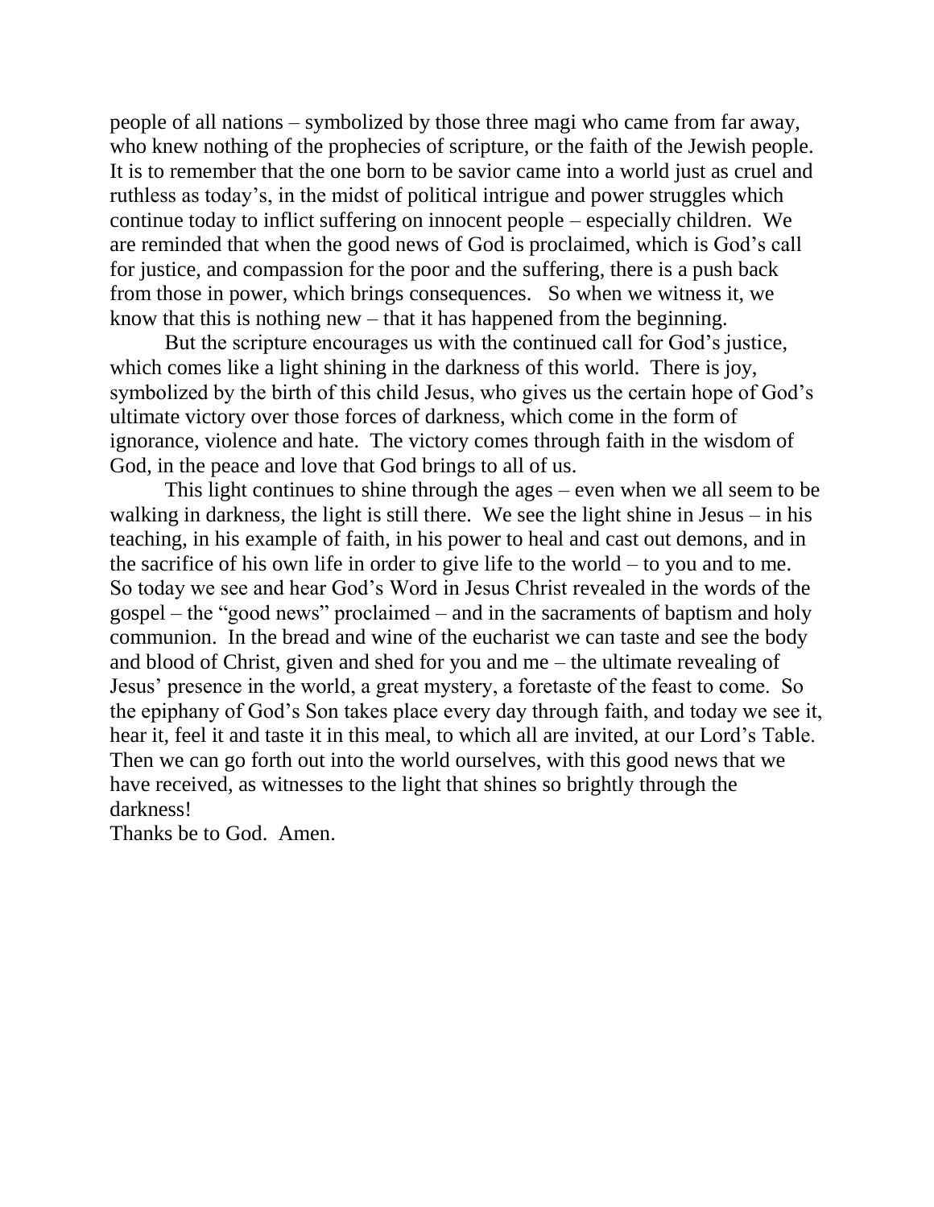people of all nations – symbolized by those three magi who came from far away, who knew nothing of the prophecies of scripture, or the faith of the Jewish people. It is to remember that the one born to be savior came into a world just as cruel and ruthless as today's, in the midst of political intrigue and power struggles which continue today to inflict suffering on innocent people – especially children. We are reminded that when the good news of God is proclaimed, which is God's call for justice, and compassion for the poor and the suffering, there is a push back from those in power, which brings consequences. So when we witness it, we know that this is nothing new – that it has happened from the beginning.

But the scripture encourages us with the continued call for God's justice, which comes like a light shining in the darkness of this world. There is joy, symbolized by the birth of this child Jesus, who gives us the certain hope of God's ultimate victory over those forces of darkness, which come in the form of ignorance, violence and hate. The victory comes through faith in the wisdom of God, in the peace and love that God brings to all of us.

This light continues to shine through the ages – even when we all seem to be walking in darkness, the light is still there. We see the light shine in Jesus – in his teaching, in his example of faith, in his power to heal and cast out demons, and in the sacrifice of his own life in order to give life to the world – to you and to me. So today we see and hear God's Word in Jesus Christ revealed in the words of the gospel – the "good news" proclaimed – and in the sacraments of baptism and holy communion. In the bread and wine of the eucharist we can taste and see the body and blood of Christ, given and shed for you and me – the ultimate revealing of Jesus' presence in the world, a great mystery, a foretaste of the feast to come. So the epiphany of God's Son takes place every day through faith, and today we see it, hear it, feel it and taste it in this meal, to which all are invited, at our Lord's Table. Then we can go forth out into the world ourselves, with this good news that we have received, as witnesses to the light that shines so brightly through the darkness!

Thanks be to God. Amen.